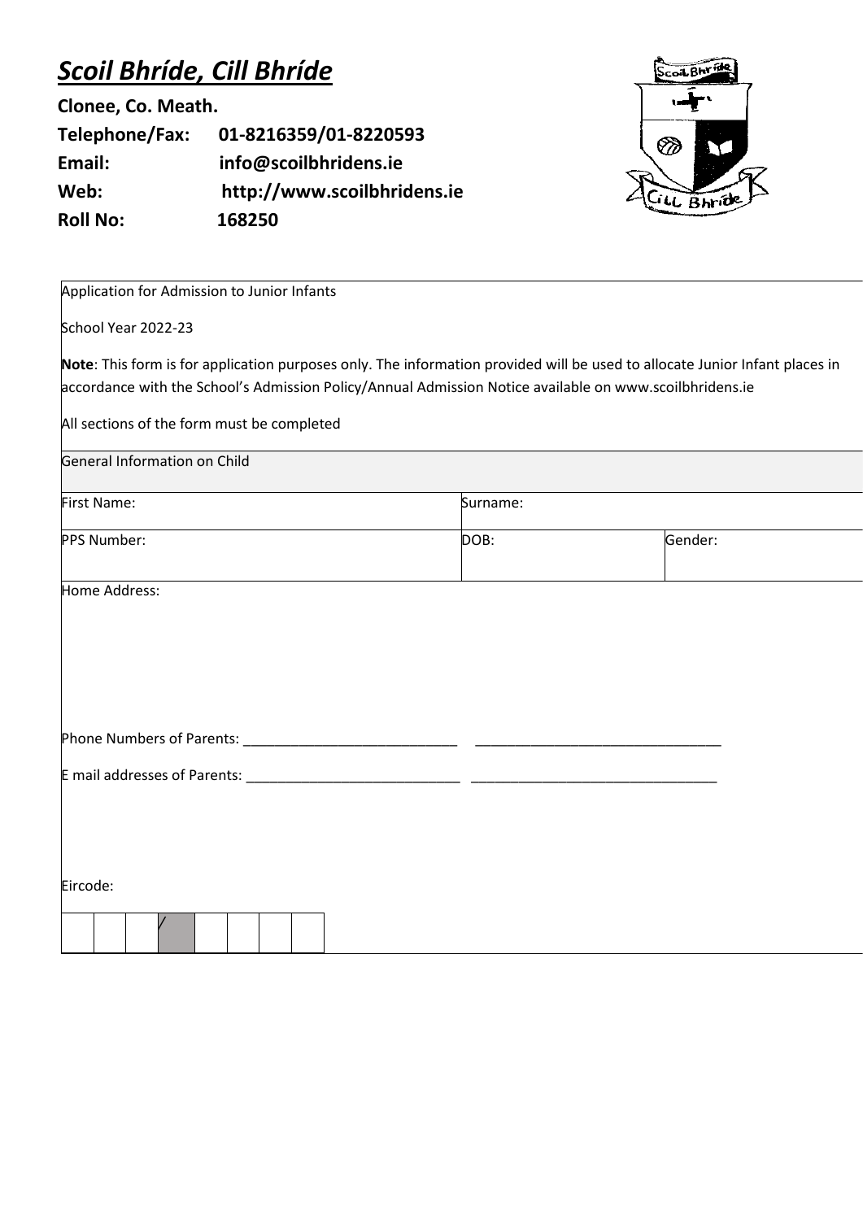# ***Scoil Bhríde, Cill Bhríde***

**Clonee, Co. Meath.**

**Telephone/Fax:** **01-8216359/01-8220593**

**Email:** **info@scoilbhridens.ie**

**Web:** **http://www.scoilbhridens.ie**

**Roll No:** **168250**

Application for Admission to Junior Infants

School Year 2022-23

**Note**: This form is for application purposes only. The information provided will be used to allocate Junior Infant places in accordance with the School's Admission Policy/Annual Admission Notice available on www.scoilbhridens.ie

All sections of the form must be completed

| General Information on Child | | |
|---|---|---|
| First Name: | Surname: | |
| PPS Number: | DOB: | Gender: |

Home Address:

Phone Numbers of Parents: ___________________________ ______________________________

E mail addresses of Parents: ___________________________ ______________________________

Eircode:

| | | | / | | | | |
|---|---|---|---|---|---|---|---|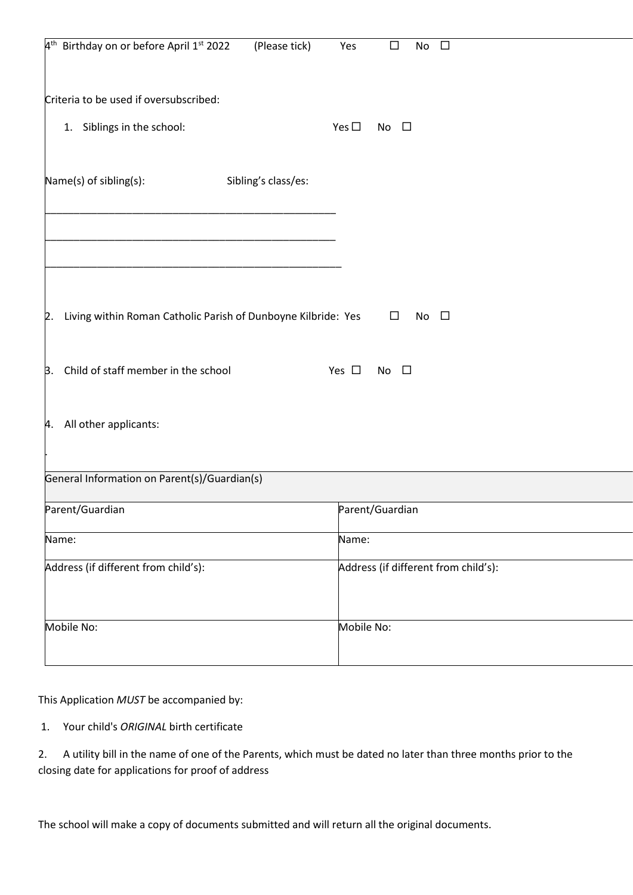4th Birthday on or before April 1st 2022 (Please tick) Yes ☐ No ☐

Criteria to be used if oversubscribed:

1. Siblings in the school: Yes ☐ No ☐

Name(s) of sibling(s): Sibling's class/es:

\_\_\_\_\_\_\_\_\_\_\_\_\_\_\_\_\_\_\_\_\_\_\_\_\_\_\_\_\_\_\_\_\_\_\_\_\_\_\_\_\_\_\_\_\_\_\_\_

\_\_\_\_\_\_\_\_\_\_\_\_\_\_\_\_\_\_\_\_\_\_\_\_\_\_\_\_\_\_\_\_\_\_\_\_\_\_\_\_\_\_\_\_\_\_\_\_

\_\_\_\_\_\_\_\_\_\_\_\_\_\_\_\_\_\_\_\_\_\_\_\_\_\_\_\_\_\_\_\_\_\_\_\_\_\_\_\_\_\_\_\_\_\_\_\_

2. Living within Roman Catholic Parish of Dunboyne Kilbride: Yes ☐ No ☐

3. Child of staff member in the school Yes ☐ No ☐

4. All other applicants:

| General Information on Parent(s)/Guardian(s) | |
|---|---|
| Parent/Guardian | Parent/Guardian |
| Name: | Name: |
| Address (if different from child's): | Address (if different from child's): |
| Mobile No: | Mobile No: |

This Application *MUST* be accompanied by:

1. Your child's *ORIGINAL* birth certificate
2. A utility bill in the name of one of the Parents, which must be dated no later than three months prior to the closing date for applications for proof of address

The school will make a copy of documents submitted and will return all the original documents.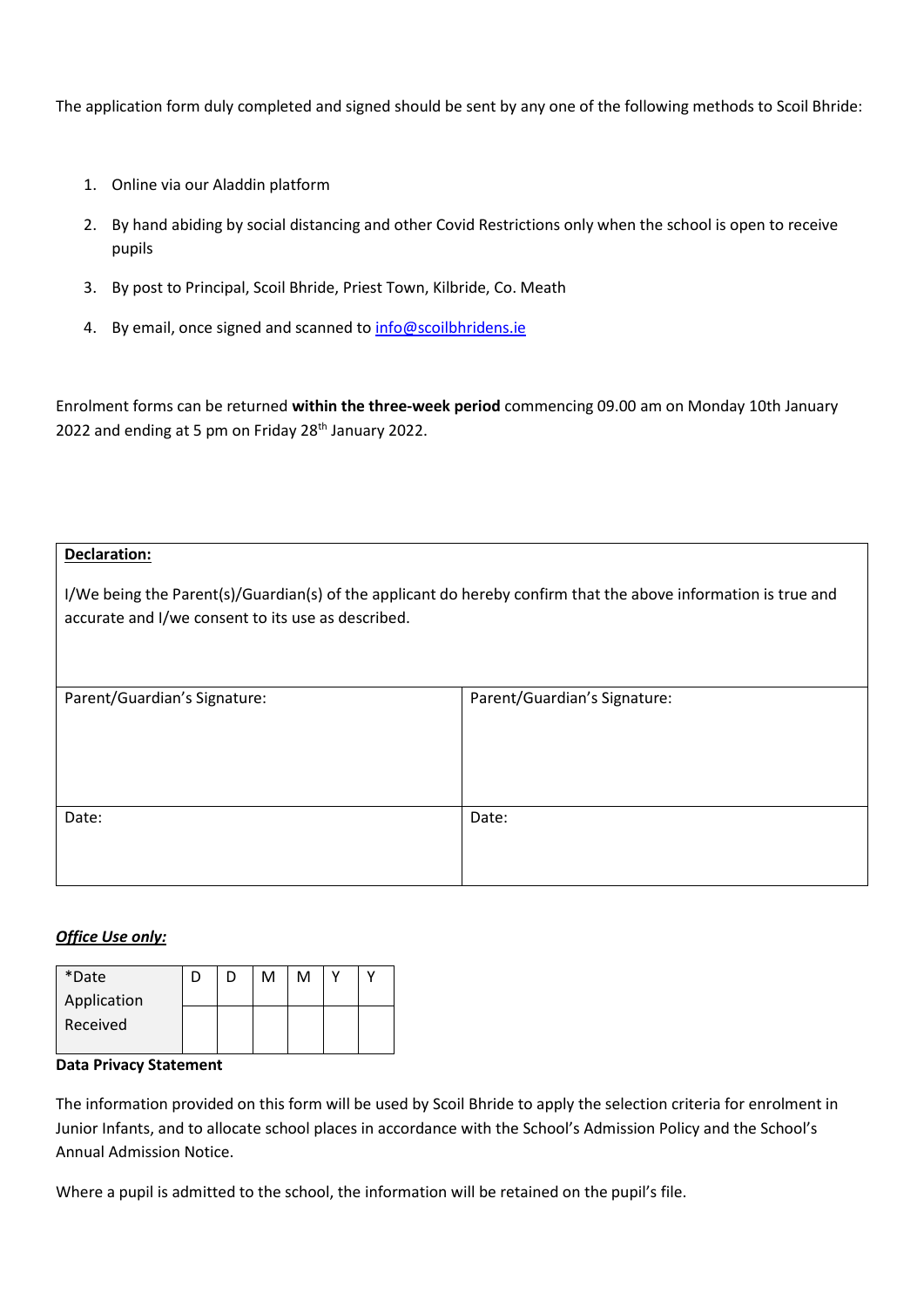The application form duly completed and signed should be sent by any one of the following methods to Scoil Bhride:

1. Online via our Aladdin platform
2. By hand abiding by social distancing and other Covid Restrictions only when the school is open to receive pupils
3. By post to Principal, Scoil Bhride, Priest Town, Kilbride, Co. Meath
4. By email, once signed and scanned to [info@scoilbhridens.ie](mailto:info@scoilbhridens.ie)

Enrolment forms can be returned **within the three-week period** commencing 09.00 am on Monday 10th January 2022 and ending at 5 pm on Friday 28th January 2022.

| **Declaration:** I/We being the Parent(s)/Guardian(s) of the applicant do hereby confirm that the above information is true and accurate and I/we consent to its use as described. | |
|---|---|
| Parent/Guardian's Signature: | Parent/Guardian's Signature: |
| Date: | Date: |

***Office Use only:***

| *Date Application Received | D | D | M | M | Y | Y |
|---|---|---|---|---|---|---|
| | | | | | | |

**Data Privacy Statement**

The information provided on this form will be used by Scoil Bhride to apply the selection criteria for enrolment in Junior Infants, and to allocate school places in accordance with the School's Admission Policy and the School's Annual Admission Notice.

Where a pupil is admitted to the school, the information will be retained on the pupil's file.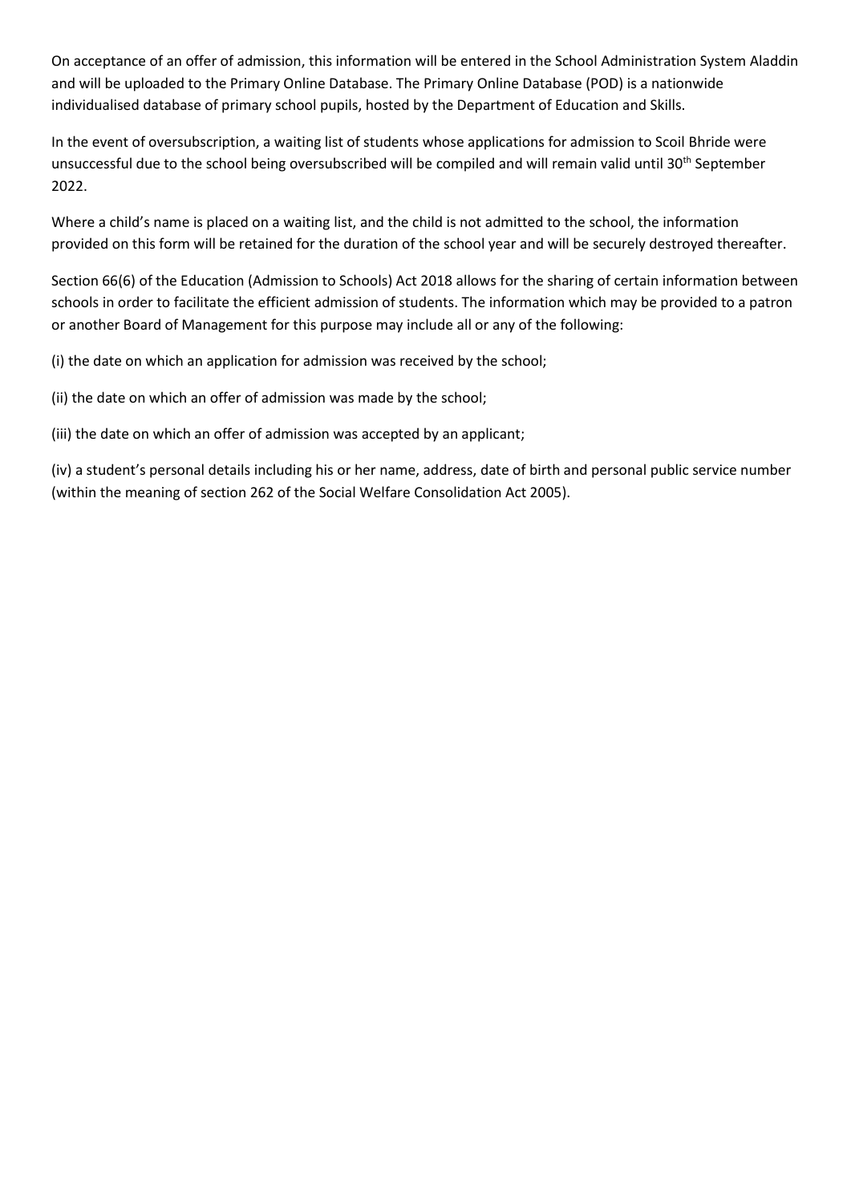On acceptance of an offer of admission, this information will be entered in the School Administration System Aladdin and will be uploaded to the Primary Online Database. The Primary Online Database (POD) is a nationwide individualised database of primary school pupils, hosted by the Department of Education and Skills.

In the event of oversubscription, a waiting list of students whose applications for admission to Scoil Bhride were unsuccessful due to the school being oversubscribed will be compiled and will remain valid until 30th September 2022.

Where a child's name is placed on a waiting list, and the child is not admitted to the school, the information provided on this form will be retained for the duration of the school year and will be securely destroyed thereafter.

Section 66(6) of the Education (Admission to Schools) Act 2018 allows for the sharing of certain information between schools in order to facilitate the efficient admission of students. The information which may be provided to a patron or another Board of Management for this purpose may include all or any of the following:

(i) the date on which an application for admission was received by the school;

(ii) the date on which an offer of admission was made by the school;

(iii) the date on which an offer of admission was accepted by an applicant;

(iv) a student's personal details including his or her name, address, date of birth and personal public service number (within the meaning of section 262 of the Social Welfare Consolidation Act 2005).